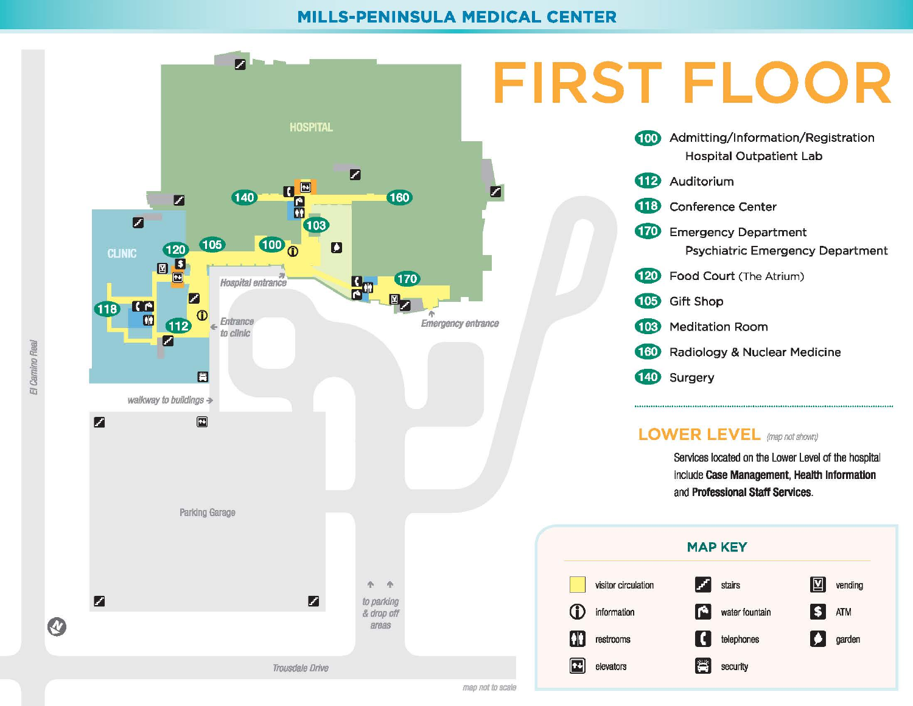# MILLS-PENINSULA MEDICAL CENTER

# FIRST FLOOR

HOSPITAL

CLINIC

Hospital entrance

Entrance to clinic

Emergency entrance

walkway to buildings

Parking Garage

to parking & drop off areas

El Camino Real

Trousdale Drive

map not to scale

- **100** Admitting/Information/Registration
  Hospital Outpatient Lab
- **112** Auditorium
- **118** Conference Center
- **170** Emergency Department
  Psychiatric Emergency Department
- **120** Food Court (The Atrium)
- **105** Gift Shop
- **103** Meditation Room
- **160** Radiology & Nuclear Medicine
- **140** Surgery

## LOWER LEVEL *(map not shown)*

Services located on the Lower Level of the hospital include **Case Management, Health Information** and **Professional Staff Services.**

## MAP KEY

| | | |
|---|---|---|
| visitor circulation | stairs | vending |
| information | water fountain | ATM |
| restrooms | telephones | garden |
| elevators | security | |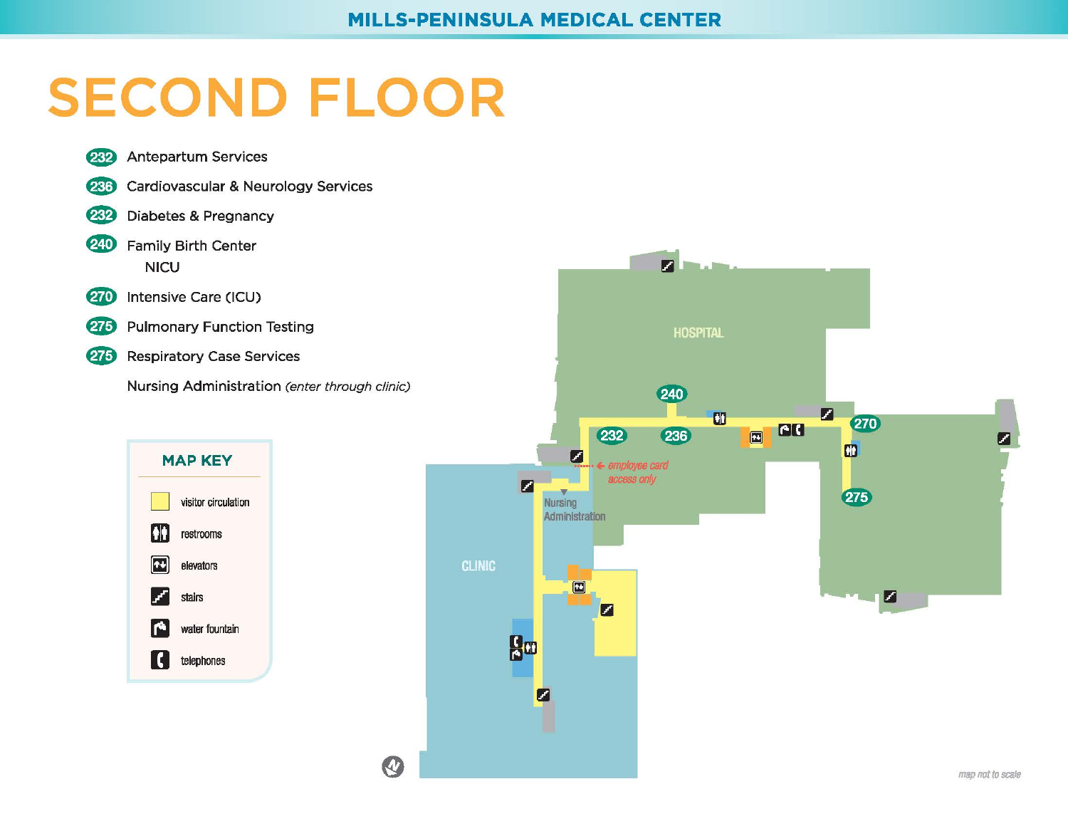# SECOND FLOOR

- **232** Antepartum Services
- **236** Cardiovascular & Neurology Services
- **232** Diabetes & Pregnancy
- **240** Family Birth Center
  - NICU
- **270** Intensive Care (ICU)
- **275** Pulmonary Function Testing
- **275** Respiratory Case Services
- Nursing Administration *(enter through clinic)*

## MAP KEY

- visitor circulation
- restrooms
- elevators
- stairs
- water fountain
- telephones

HOSPITAL

CLINIC

Nursing Administration

employee card access only

map not to scale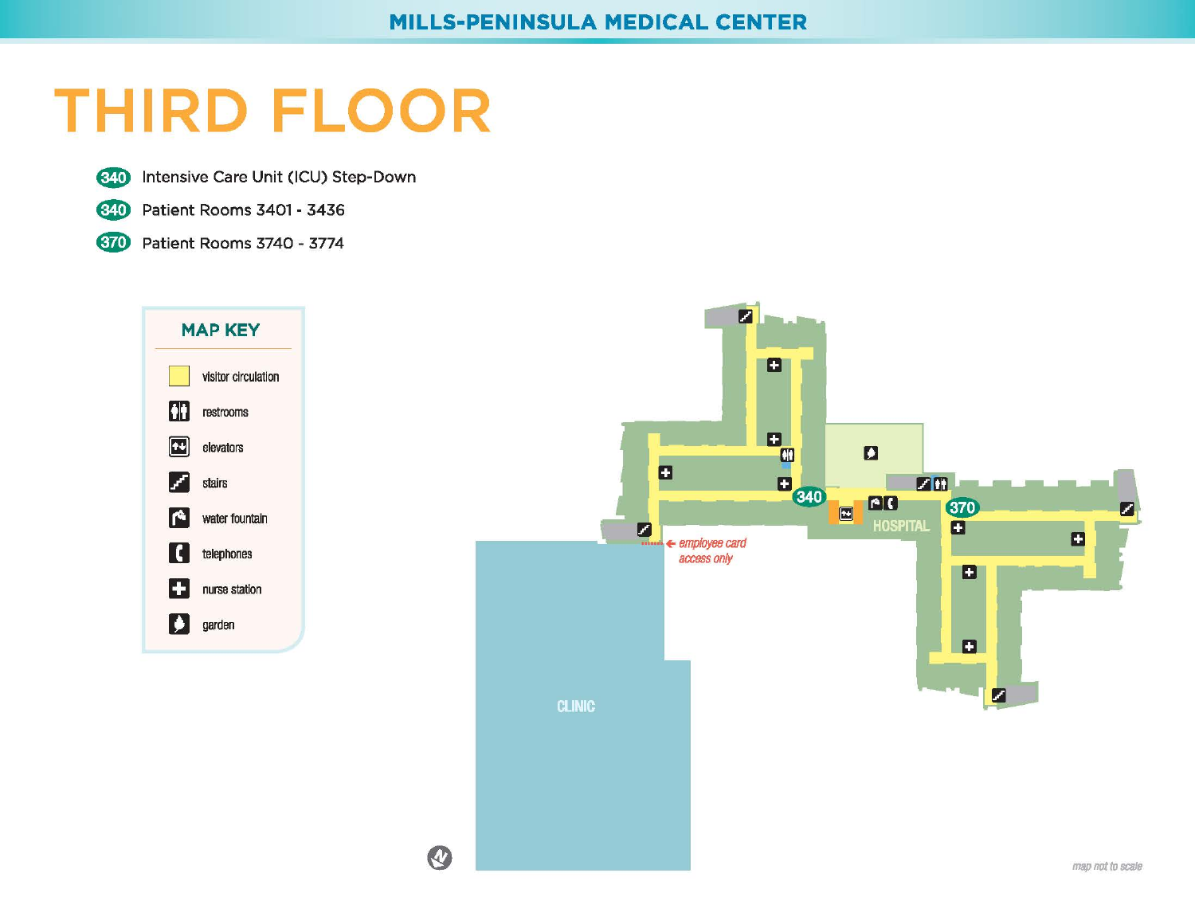# THIRD FLOOR

- **340** Intensive Care Unit (ICU) Step-Down
- **340** Patient Rooms 3401 - 3436
- **370** Patient Rooms 3740 - 3774

## MAP KEY

- visitor circulation
- restrooms
- elevators
- stairs
- water fountain
- telephones
- nurse station
- garden

340

370

HOSPITAL

CLINIC

*employee card access only*

*map not to scale*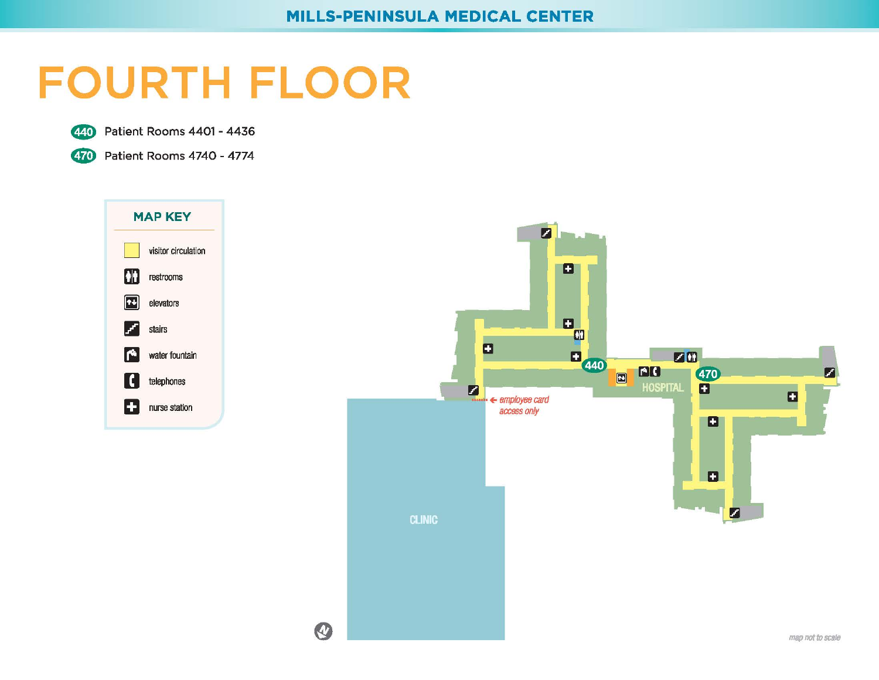# FOURTH FLOOR

440 Patient Rooms 4401 - 4436

470 Patient Rooms 4740 - 4774

## MAP KEY

- visitor circulation
- restrooms
- elevators
- stairs
- water fountain
- telephones
- nurse station

440

470

HOSPITAL

CLINIC

← employee card access only

map not to scale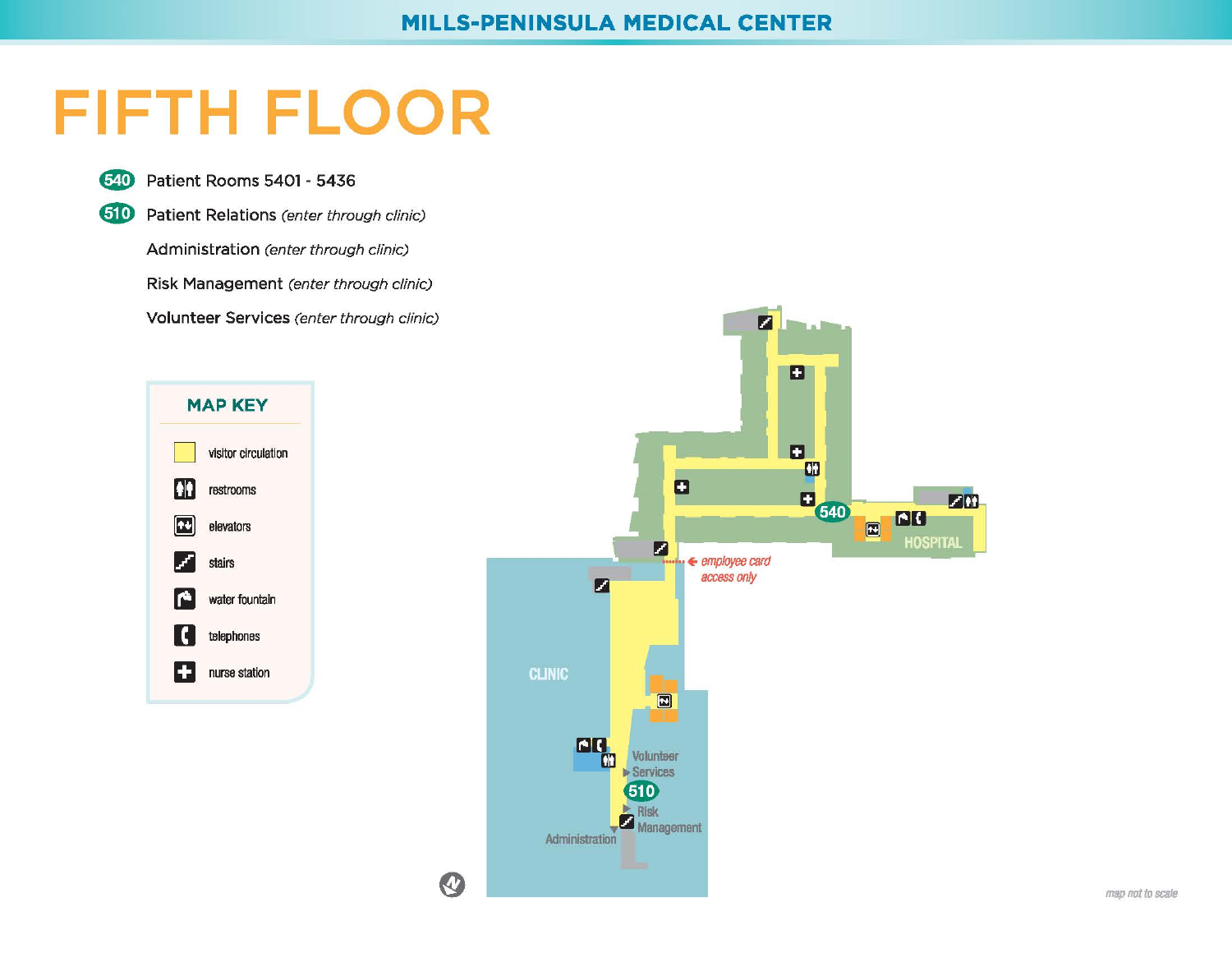# FIFTH FLOOR

- **540** Patient Rooms 5401 - 5436
- **510** Patient Relations *(enter through clinic)*
- Administration *(enter through clinic)*
- Risk Management *(enter through clinic)*
- Volunteer Services *(enter through clinic)*

## MAP KEY

- visitor circulation
- restrooms
- elevators
- stairs
- water fountain
- telephones
- nurse station

540

HOSPITAL

employee card access only

CLINIC

Volunteer Services

510

Risk Management

Administration

map not to scale